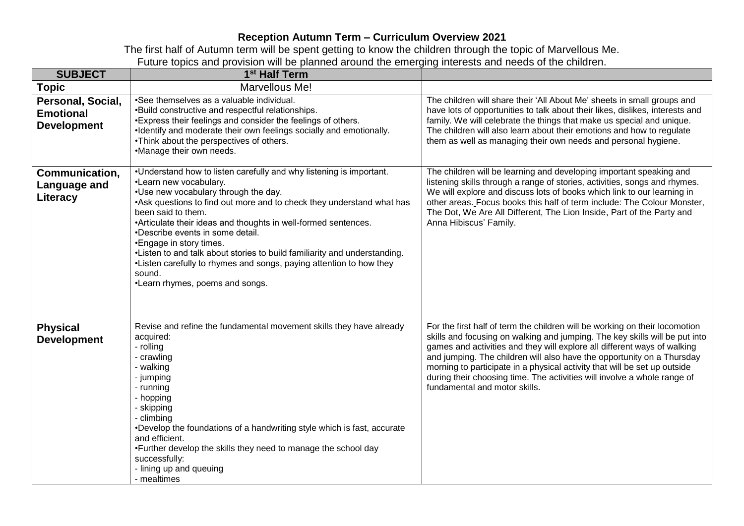# Reception Autumn Term – Curriculum Overview 2021

The first half of Autumn term will be spent getting to know the children through the topic of Marvellous Me.
Future topics and provision will be planned around the emerging interests and needs of the children.

| SUBJECT | 1st Half Term | |
|---|---|---|
| **Topic** | Marvellous Me! | |
| **Personal, Social, Emotional Development** | •See themselves as a valuable individual.<br>•Build constructive and respectful relationships.<br>•Express their feelings and consider the feelings of others.<br>•Identify and moderate their own feelings socially and emotionally.<br>•Think about the perspectives of others.<br>•Manage their own needs. | The children will share their 'All About Me' sheets in small groups and have lots of opportunities to talk about their likes, dislikes, interests and family. We will celebrate the things that make us special and unique. The children will also learn about their emotions and how to regulate them as well as managing their own needs and personal hygiene. |
| **Communication, Language and Literacy** | •Understand how to listen carefully and why listening is important.<br>•Learn new vocabulary.<br>•Use new vocabulary through the day.<br>•Ask questions to find out more and to check they understand what has been said to them.<br>•Articulate their ideas and thoughts in well-formed sentences.<br>•Describe events in some detail.<br>•Engage in story times.<br>•Listen to and talk about stories to build familiarity and understanding.<br>•Listen carefully to rhymes and songs, paying attention to how they sound.<br>•Learn rhymes, poems and songs. | The children will be learning and developing important speaking and listening skills through a range of stories, activities, songs and rhymes. We will explore and discuss lots of books which link to our learning in other areas. Focus books this half of term include: The Colour Monster, The Dot, We Are All Different, The Lion Inside, Part of the Party and Anna Hibiscus' Family. |
| **Physical Development** | Revise and refine the fundamental movement skills they have already acquired:<br>- rolling<br>- crawling<br>- walking<br>- jumping<br>- running<br>- hopping<br>- skipping<br>- climbing<br>•Develop the foundations of a handwriting style which is fast, accurate and efficient.<br>•Further develop the skills they need to manage the school day successfully:<br>- lining up and queuing<br>- mealtimes | For the first half of term the children will be working on their locomotion skills and focusing on walking and jumping. The key skills will be put into games and activities and they will explore all different ways of walking and jumping. The children will also have the opportunity on a Thursday morning to participate in a physical activity that will be set up outside during their choosing time. The activities will involve a whole range of fundamental and motor skills. |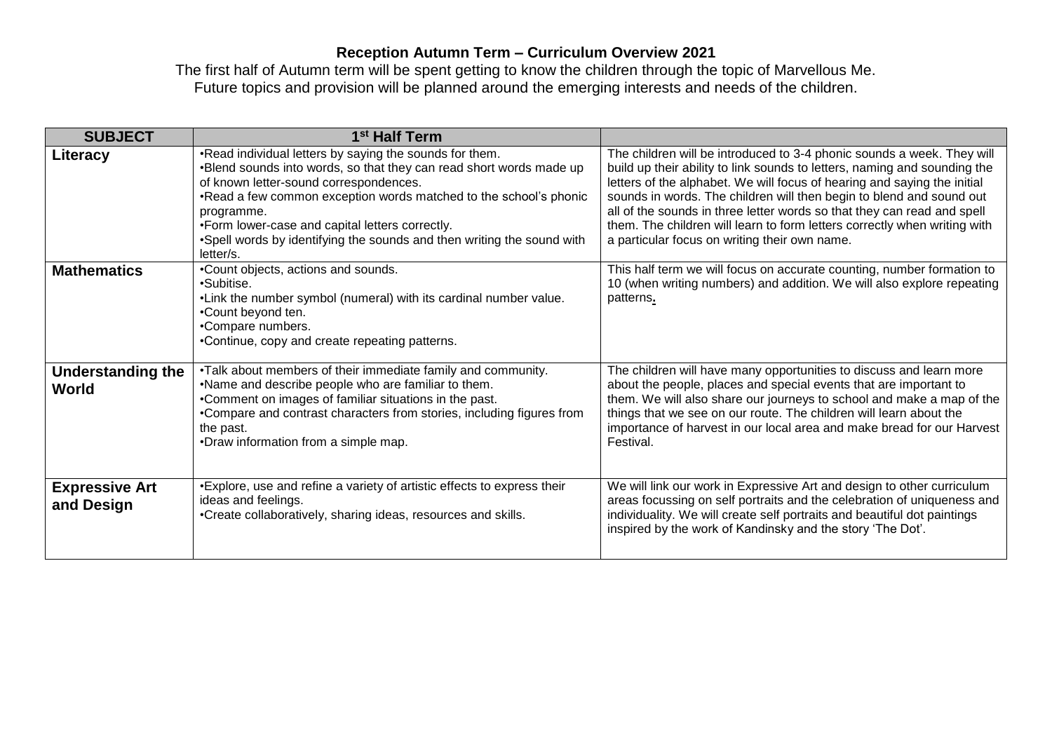**Reception Autumn Term – Curriculum Overview 2021**

The first half of Autumn term will be spent getting to know the children through the topic of Marvellous Me.
Future topics and provision will be planned around the emerging interests and needs of the children.

| SUBJECT | 1st Half Term | |
|---|---|---|
| **Literacy** | •Read individual letters by saying the sounds for them.<br>•Blend sounds into words, so that they can read short words made up of known letter-sound correspondences.<br>•Read a few common exception words matched to the school's phonic programme.<br>•Form lower-case and capital letters correctly.<br>•Spell words by identifying the sounds and then writing the sound with letter/s. | The children will be introduced to 3-4 phonic sounds a week. They will build up their ability to link sounds to letters, naming and sounding the letters of the alphabet. We will focus of hearing and saying the initial sounds in words. The children will then begin to blend and sound out all of the sounds in three letter words so that they can read and spell them. The children will learn to form letters correctly when writing with a particular focus on writing their own name. |
| **Mathematics** | •Count objects, actions and sounds.<br>•Subitise.<br>•Link the number symbol (numeral) with its cardinal number value.<br>•Count beyond ten.<br>•Compare numbers.<br>•Continue, copy and create repeating patterns. | This half term we will focus on accurate counting, number formation to 10 (when writing numbers) and addition. We will also explore repeating patterns. |
| **Understanding the World** | •Talk about members of their immediate family and community.<br>•Name and describe people who are familiar to them.<br>•Comment on images of familiar situations in the past.<br>•Compare and contrast characters from stories, including figures from the past.<br>•Draw information from a simple map. | The children will have many opportunities to discuss and learn more about the people, places and special events that are important to them. We will also share our journeys to school and make a map of the things that we see on our route. The children will learn about the importance of harvest in our local area and make bread for our Harvest Festival. |
| **Expressive Art and Design** | •Explore, use and refine a variety of artistic effects to express their ideas and feelings.<br>•Create collaboratively, sharing ideas, resources and skills. | We will link our work in Expressive Art and design to other curriculum areas focussing on self portraits and the celebration of uniqueness and individuality. We will create self portraits and beautiful dot paintings inspired by the work of Kandinsky and the story 'The Dot'. |